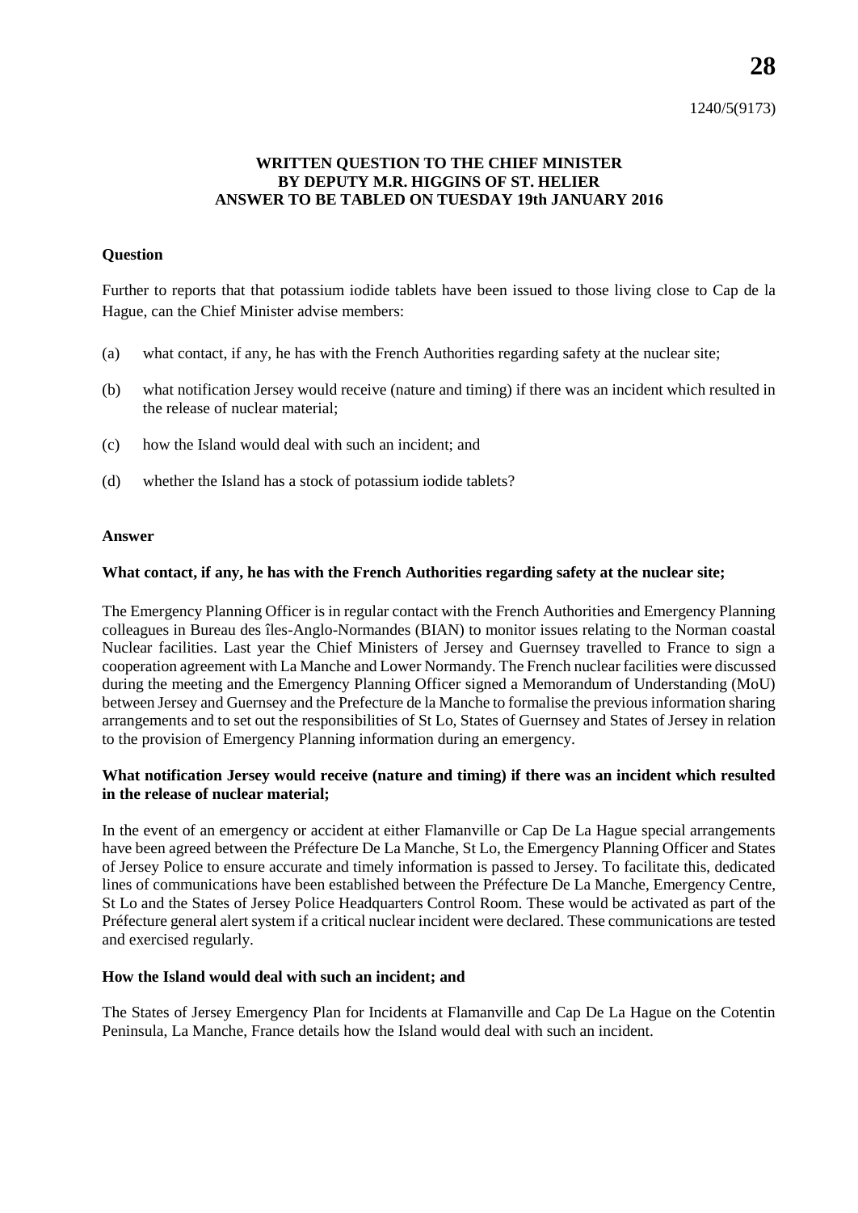**28**

1240/5(9173)

**WRITTEN QUESTION TO THE CHIEF MINISTER BY DEPUTY M.R. HIGGINS OF ST. HELIER ANSWER TO BE TABLED ON TUESDAY 19th JANUARY 2016**

**Question**

Further to reports that that potassium iodide tablets have been issued to those living close to Cap de la Hague, can the Chief Minister advise members:

(a) what contact, if any, he has with the French Authorities regarding safety at the nuclear site;

(b) what notification Jersey would receive (nature and timing) if there was an incident which resulted in the release of nuclear material;

(c) how the Island would deal with such an incident; and

(d) whether the Island has a stock of potassium iodide tablets?

**Answer**

**What contact, if any, he has with the French Authorities regarding safety at the nuclear site;**

The Emergency Planning Officer is in regular contact with the French Authorities and Emergency Planning colleagues in Bureau des îles-Anglo-Normandes (BIAN) to monitor issues relating to the Norman coastal Nuclear facilities. Last year the Chief Ministers of Jersey and Guernsey travelled to France to sign a cooperation agreement with La Manche and Lower Normandy. The French nuclear facilities were discussed during the meeting and the Emergency Planning Officer signed a Memorandum of Understanding (MoU) between Jersey and Guernsey and the Prefecture de la Manche to formalise the previous information sharing arrangements and to set out the responsibilities of St Lo, States of Guernsey and States of Jersey in relation to the provision of Emergency Planning information during an emergency.

**What notification Jersey would receive (nature and timing) if there was an incident which resulted in the release of nuclear material;**

In the event of an emergency or accident at either Flamanville or Cap De La Hague special arrangements have been agreed between the Préfecture De La Manche, St Lo, the Emergency Planning Officer and States of Jersey Police to ensure accurate and timely information is passed to Jersey. To facilitate this, dedicated lines of communications have been established between the Préfecture De La Manche, Emergency Centre, St Lo and the States of Jersey Police Headquarters Control Room. These would be activated as part of the Préfecture general alert system if a critical nuclear incident were declared. These communications are tested and exercised regularly.

**How the Island would deal with such an incident; and**

The States of Jersey Emergency Plan for Incidents at Flamanville and Cap De La Hague on the Cotentin Peninsula, La Manche, France details how the Island would deal with such an incident.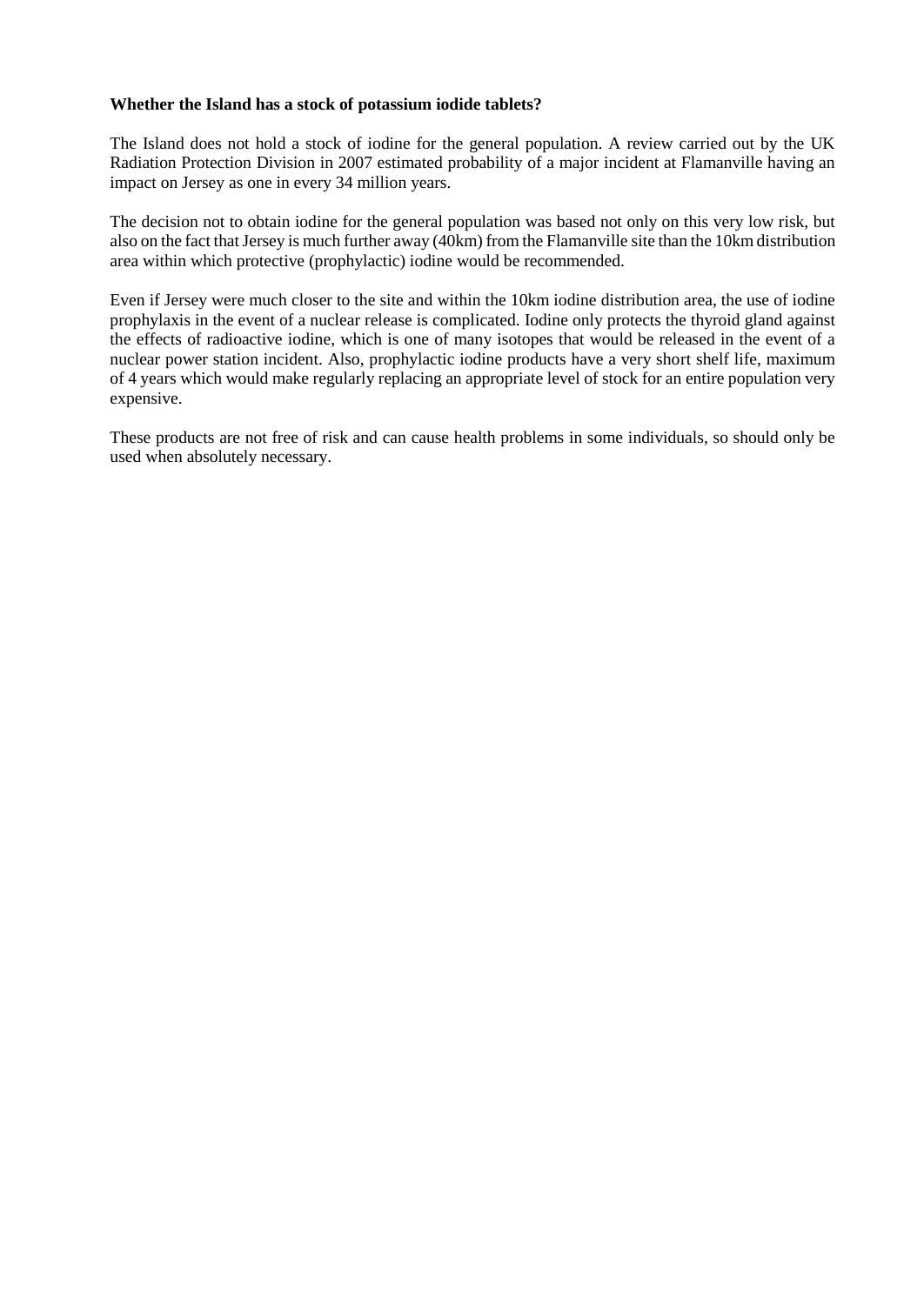**Whether the Island has a stock of potassium iodide tablets?**

The Island does not hold a stock of iodine for the general population. A review carried out by the UK Radiation Protection Division in 2007 estimated probability of a major incident at Flamanville having an impact on Jersey as one in every 34 million years.

The decision not to obtain iodine for the general population was based not only on this very low risk, but also on the fact that Jersey is much further away (40km) from the Flamanville site than the 10km distribution area within which protective (prophylactic) iodine would be recommended.

Even if Jersey were much closer to the site and within the 10km iodine distribution area, the use of iodine prophylaxis in the event of a nuclear release is complicated. Iodine only protects the thyroid gland against the effects of radioactive iodine, which is one of many isotopes that would be released in the event of a nuclear power station incident. Also, prophylactic iodine products have a very short shelf life, maximum of 4 years which would make regularly replacing an appropriate level of stock for an entire population very expensive.

These products are not free of risk and can cause health problems in some individuals, so should only be used when absolutely necessary.